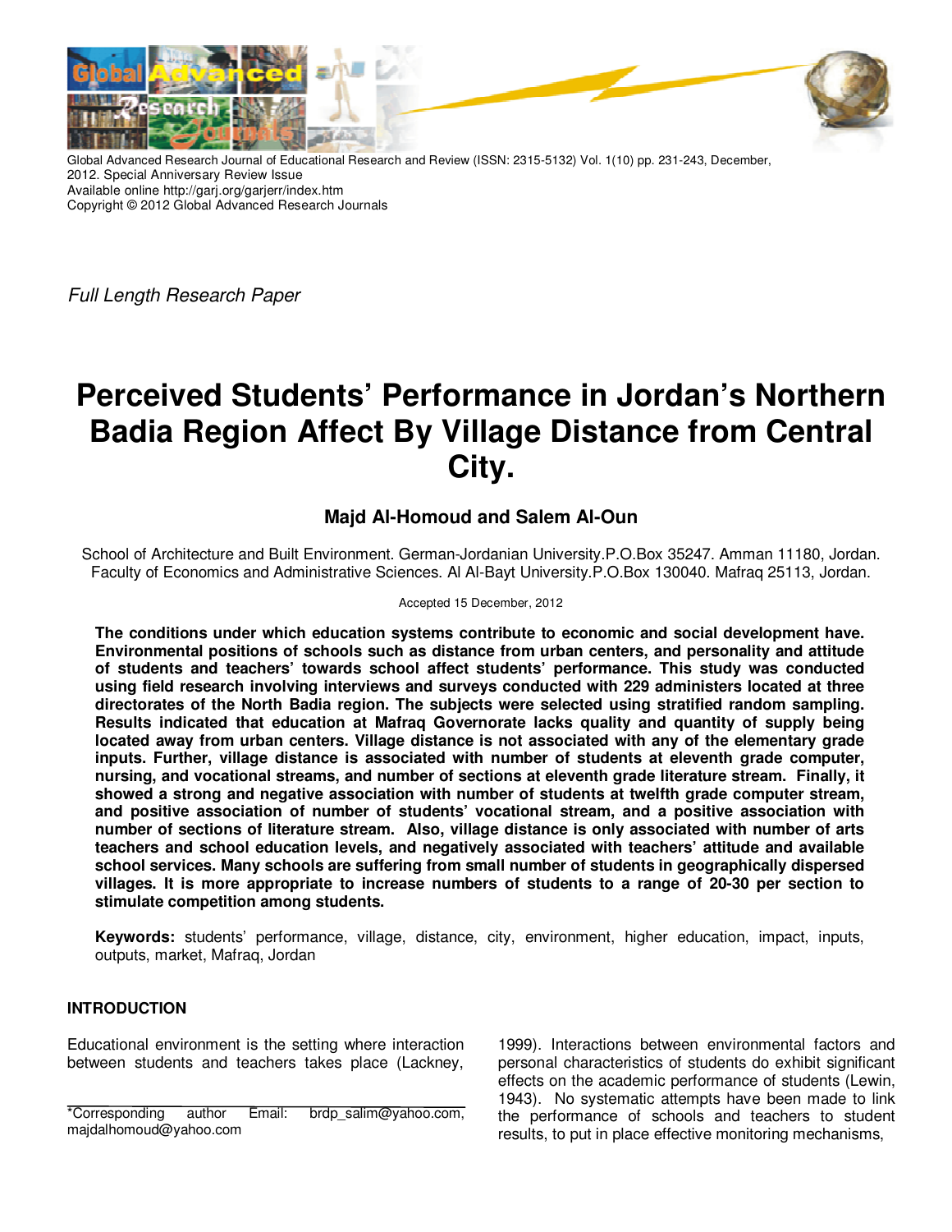Global Advanced Research Journal of Educational Research and Review (ISSN: 2315-5132) Vol. 1(10) pp. 231-243, December, 2012. Special Anniversary Review Issue
Available online http://garj.org/garjerr/index.htm
Copyright © 2012 Global Advanced Research Journals

*Full Length Research Paper*

# Perceived Students' Performance in Jordan's Northern Badia Region Affect By Village Distance from Central City.

**Majd Al-Homoud and Salem Al-Oun**

School of Architecture and Built Environment. German-Jordanian University.P.O.Box 35247. Amman 11180, Jordan.
Faculty of Economics and Administrative Sciences. Al Al-Bayt University.P.O.Box 130040. Mafraq 25113, Jordan.

Accepted 15 December, 2012

**The conditions under which education systems contribute to economic and social development have. Environmental positions of schools such as distance from urban centers, and personality and attitude of students and teachers' towards school affect students' performance. This study was conducted using field research involving interviews and surveys conducted with 229 administers located at three directorates of the North Badia region. The subjects were selected using stratified random sampling. Results indicated that education at Mafraq Governorate lacks quality and quantity of supply being located away from urban centers. Village distance is not associated with any of the elementary grade inputs. Further, village distance is associated with number of students at eleventh grade computer, nursing, and vocational streams, and number of sections at eleventh grade literature stream. Finally, it showed a strong and negative association with number of students at twelfth grade computer stream, and positive association of number of students' vocational stream, and a positive association with number of sections of literature stream. Also, village distance is only associated with number of arts teachers and school education levels, and negatively associated with teachers' attitude and available school services. Many schools are suffering from small number of students in geographically dispersed villages. It is more appropriate to increase numbers of students to a range of 20-30 per section to stimulate competition among students.**

**Keywords:** students' performance, village, distance, city, environment, higher education, impact, inputs, outputs, market, Mafraq, Jordan

## INTRODUCTION

Educational environment is the setting where interaction between students and teachers takes place (Lackney, 1999). Interactions between environmental factors and personal characteristics of students do exhibit significant effects on the academic performance of students (Lewin, 1943). No systematic attempts have been made to link the performance of schools and teachers to student results, to put in place effective monitoring mechanisms,

*Corresponding author Email: brdp_salim@yahoo.com, majdalhomoud@yahoo.com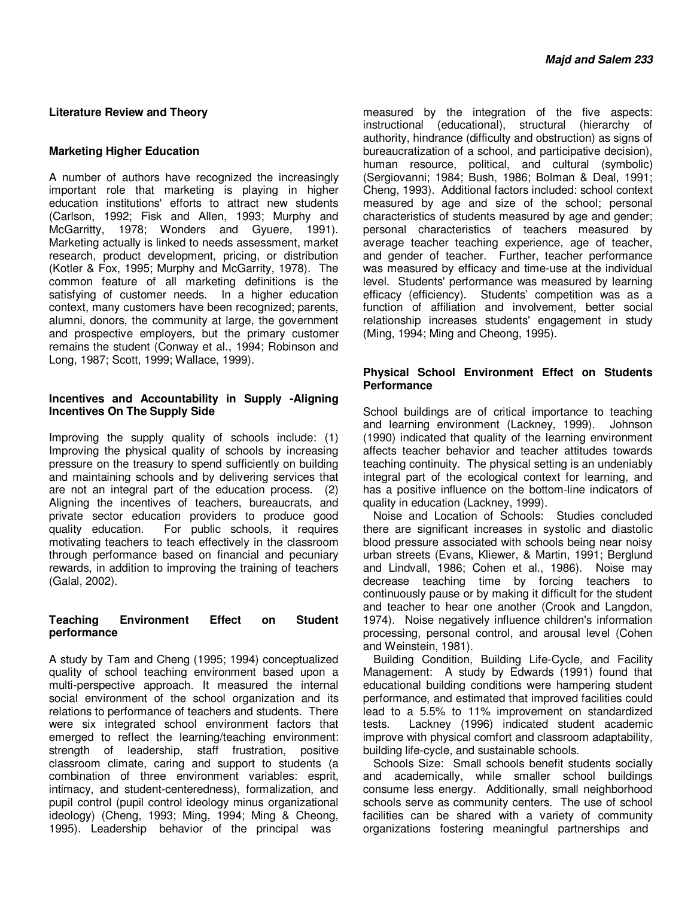## Literature Review and Theory

### Marketing Higher Education

A number of authors have recognized the increasingly important role that marketing is playing in higher education institutions' efforts to attract new students (Carlson, 1992; Fisk and Allen, 1993; Murphy and McGarritty, 1978; Wonders and Gyuere, 1991). Marketing actually is linked to needs assessment, market research, product development, pricing, or distribution (Kotler & Fox, 1995; Murphy and McGarrity, 1978). The common feature of all marketing definitions is the satisfying of customer needs. In a higher education context, many customers have been recognized; parents, alumni, donors, the community at large, the government and prospective employers, but the primary customer remains the student (Conway et al., 1994; Robinson and Long, 1987; Scott, 1999; Wallace, 1999).

### Incentives and Accountability in Supply -Aligning Incentives On The Supply Side

Improving the supply quality of schools include: (1) Improving the physical quality of schools by increasing pressure on the treasury to spend sufficiently on building and maintaining schools and by delivering services that are not an integral part of the education process. (2) Aligning the incentives of teachers, bureaucrats, and private sector education providers to produce good quality education. For public schools, it requires motivating teachers to teach effectively in the classroom through performance based on financial and pecuniary rewards, in addition to improving the training of teachers (Galal, 2002).

### Teaching Environment Effect on Student performance

A study by Tam and Cheng (1995; 1994) conceptualized quality of school teaching environment based upon a multi-perspective approach. It measured the internal social environment of the school organization and its relations to performance of teachers and students. There were six integrated school environment factors that emerged to reflect the learning/teaching environment: strength of leadership, staff frustration, positive classroom climate, caring and support to students (a combination of three environment variables: esprit, intimacy, and student-centeredness), formalization, and pupil control (pupil control ideology minus organizational ideology) (Cheng, 1993; Ming, 1994; Ming & Cheong, 1995). Leadership behavior of the principal was measured by the integration of the five aspects: instructional (educational), structural (hierarchy of authority, hindrance (difficulty and obstruction) as signs of bureaucratization of a school, and participative decision), human resource, political, and cultural (symbolic) (Sergiovanni; 1984; Bush, 1986; Bolman & Deal, 1991; Cheng, 1993). Additional factors included: school context measured by age and size of the school; personal characteristics of students measured by age and gender; personal characteristics of teachers measured by average teacher teaching experience, age of teacher, and gender of teacher. Further, teacher performance was measured by efficacy and time-use at the individual level. Students' performance was measured by learning efficacy (efficiency). Students' competition was as a function of affiliation and involvement, better social relationship increases students' engagement in study (Ming, 1994; Ming and Cheong, 1995).

### Physical School Environment Effect on Students Performance

School buildings are of critical importance to teaching and learning environment (Lackney, 1999). Johnson (1990) indicated that quality of the learning environment affects teacher behavior and teacher attitudes towards teaching continuity. The physical setting is an undeniably integral part of the ecological context for learning, and has a positive influence on the bottom-line indicators of quality in education (Lackney, 1999).

Noise and Location of Schools: Studies concluded there are significant increases in systolic and diastolic blood pressure associated with schools being near noisy urban streets (Evans, Kliewer, & Martin, 1991; Berglund and Lindvall, 1986; Cohen et al., 1986). Noise may decrease teaching time by forcing teachers to continuously pause or by making it difficult for the student and teacher to hear one another (Crook and Langdon, 1974). Noise negatively influence children's information processing, personal control, and arousal level (Cohen and Weinstein, 1981).

Building Condition, Building Life-Cycle, and Facility Management: A study by Edwards (1991) found that educational building conditions were hampering student performance, and estimated that improved facilities could lead to a 5.5% to 11% improvement on standardized tests. Lackney (1996) indicated student academic improve with physical comfort and classroom adaptability, building life-cycle, and sustainable schools.

Schools Size: Small schools benefit students socially and academically, while smaller school buildings consume less energy. Additionally, small neighborhood schools serve as community centers. The use of school facilities can be shared with a variety of community organizations fostering meaningful partnerships and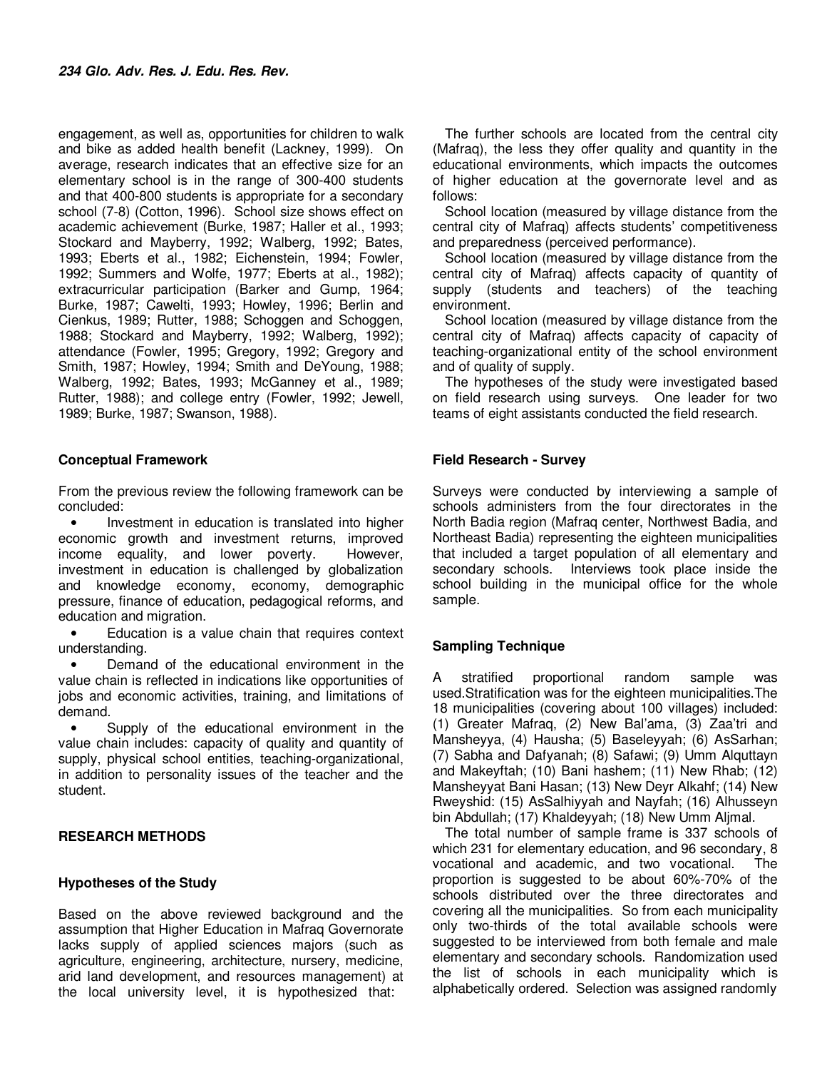engagement, as well as, opportunities for children to walk and bike as added health benefit (Lackney, 1999). On average, research indicates that an effective size for an elementary school is in the range of 300-400 students and that 400-800 students is appropriate for a secondary school (7-8) (Cotton, 1996). School size shows effect on academic achievement (Burke, 1987; Haller et al., 1993; Stockard and Mayberry, 1992; Walberg, 1992; Bates, 1993; Eberts et al., 1982; Eichenstein, 1994; Fowler, 1992; Summers and Wolfe, 1977; Eberts at al., 1982); extracurricular participation (Barker and Gump, 1964; Burke, 1987; Cawelti, 1993; Howley, 1996; Berlin and Cienkus, 1989; Rutter, 1988; Schoggen and Schoggen, 1988; Stockard and Mayberry, 1992; Walberg, 1992); attendance (Fowler, 1995; Gregory, 1992; Gregory and Smith, 1987; Howley, 1994; Smith and DeYoung, 1988; Walberg, 1992; Bates, 1993; McGanney et al., 1989; Rutter, 1988); and college entry (Fowler, 1992; Jewell, 1989; Burke, 1987; Swanson, 1988).

## Conceptual Framework

From the previous review the following framework can be concluded:

- Investment in education is translated into higher economic growth and investment returns, improved income equality, and lower poverty. However, investment in education is challenged by globalization and knowledge economy, economy, demographic pressure, finance of education, pedagogical reforms, and education and migration.
- Education is a value chain that requires context understanding.
- Demand of the educational environment in the value chain is reflected in indications like opportunities of jobs and economic activities, training, and limitations of demand.
- Supply of the educational environment in the value chain includes: capacity of quality and quantity of supply, physical school entities, teaching-organizational, in addition to personality issues of the teacher and the student.

## RESEARCH METHODS

### Hypotheses of the Study

Based on the above reviewed background and the assumption that Higher Education in Mafraq Governorate lacks supply of applied sciences majors (such as agriculture, engineering, architecture, nursery, medicine, arid land development, and resources management) at the local university level, it is hypothesized that:

The further schools are located from the central city (Mafraq), the less they offer quality and quantity in the educational environments, which impacts the outcomes of higher education at the governorate level and as follows:

School location (measured by village distance from the central city of Mafraq) affects students' competitiveness and preparedness (perceived performance).

School location (measured by village distance from the central city of Mafraq) affects capacity of quantity of supply (students and teachers) of the teaching environment.

School location (measured by village distance from the central city of Mafraq) affects capacity of capacity of teaching-organizational entity of the school environment and of quality of supply.

The hypotheses of the study were investigated based on field research using surveys. One leader for two teams of eight assistants conducted the field research.

### Field Research - Survey

Surveys were conducted by interviewing a sample of schools administers from the four directorates in the North Badia region (Mafraq center, Northwest Badia, and Northeast Badia) representing the eighteen municipalities that included a target population of all elementary and secondary schools. Interviews took place inside the school building in the municipal office for the whole sample.

### Sampling Technique

A stratified proportional random sample was used.Stratification was for the eighteen municipalities.The 18 municipalities (covering about 100 villages) included: (1) Greater Mafraq, (2) New Bal'ama, (3) Zaa'tri and Mansheyya, (4) Hausha; (5) Baseleyyah; (6) AsSarhan; (7) Sabha and Dafyanah; (8) Safawi; (9) Umm Alquttayn and Makeyftah; (10) Bani hashem; (11) New Rhab; (12) Mansheyyat Bani Hasan; (13) New Deyr Alkahf; (14) New Rweyshid: (15) AsSalhiyyah and Nayfah; (16) Alhusseyn bin Abdullah; (17) Khaldeyyah; (18) New Umm Aljmal.

The total number of sample frame is 337 schools of which 231 for elementary education, and 96 secondary, 8 vocational and academic, and two vocational. The proportion is suggested to be about 60%-70% of the schools distributed over the three directorates and covering all the municipalities. So from each municipality only two-thirds of the total available schools were suggested to be interviewed from both female and male elementary and secondary schools. Randomization used the list of schools in each municipality which is alphabetically ordered. Selection was assigned randomly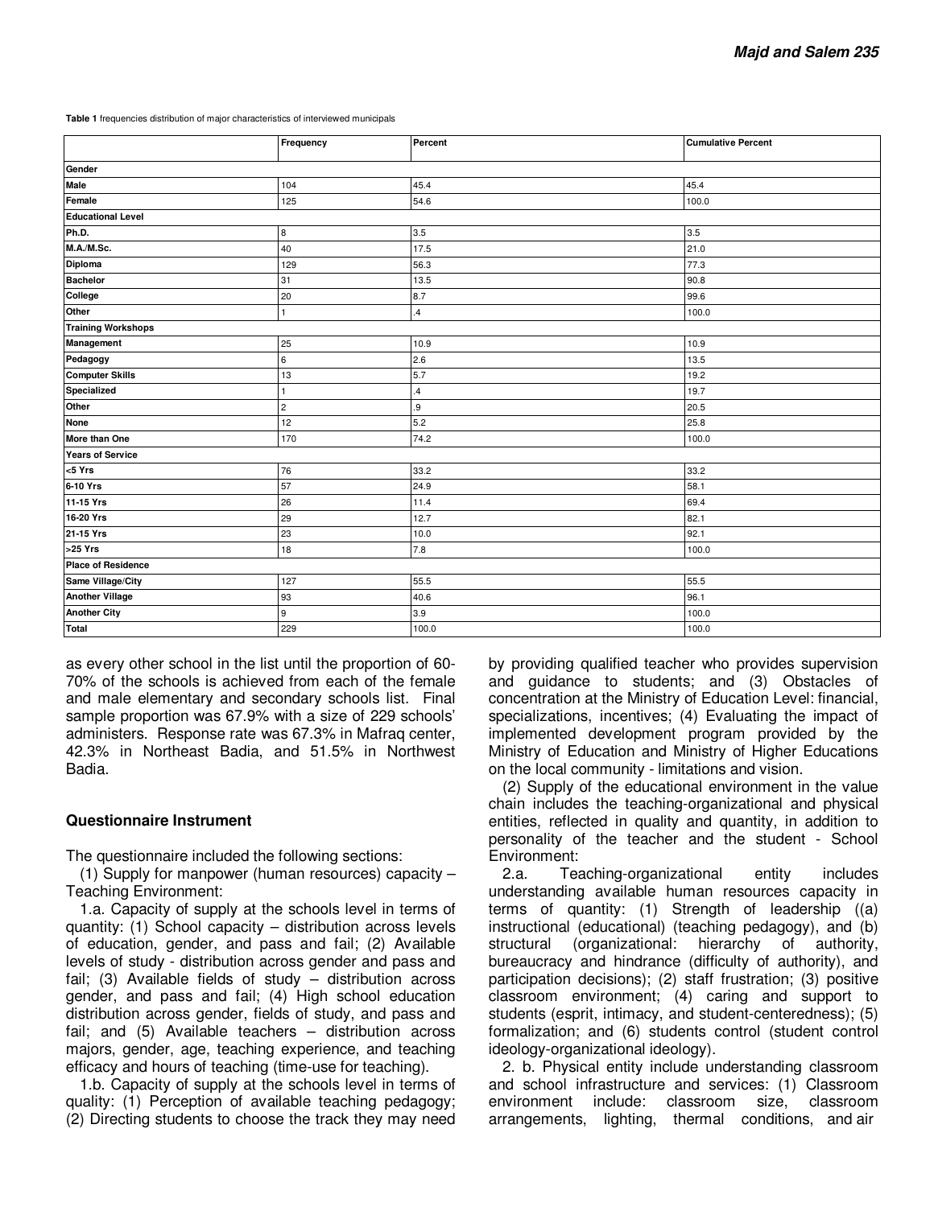**Table 1** frequencies distribution of major characteristics of interviewed municipals

| | Frequency | Percent | Cumulative Percent |
|---|---|---|---|
| **Gender** | | | |
| **Male** | 104 | 45.4 | 45.4 |
| **Female** | 125 | 54.6 | 100.0 |
| **Educational Level** | | | |
| **Ph.D.** | 8 | 3.5 | 3.5 |
| **M.A./M.Sc.** | 40 | 17.5 | 21.0 |
| **Diploma** | 129 | 56.3 | 77.3 |
| **Bachelor** | 31 | 13.5 | 90.8 |
| **College** | 20 | 8.7 | 99.6 |
| **Other** | 1 | .4 | 100.0 |
| **Training Workshops** | | | |
| **Management** | 25 | 10.9 | 10.9 |
| **Pedagogy** | 6 | 2.6 | 13.5 |
| **Computer Skills** | 13 | 5.7 | 19.2 |
| **Specialized** | 1 | .4 | 19.7 |
| **Other** | 2 | .9 | 20.5 |
| **None** | 12 | 5.2 | 25.8 |
| **More than One** | 170 | 74.2 | 100.0 |
| **Years of Service** | | | |
| **<5 Yrs** | 76 | 33.2 | 33.2 |
| **6-10 Yrs** | 57 | 24.9 | 58.1 |
| **11-15 Yrs** | 26 | 11.4 | 69.4 |
| **16-20 Yrs** | 29 | 12.7 | 82.1 |
| **21-15 Yrs** | 23 | 10.0 | 92.1 |
| **>25 Yrs** | 18 | 7.8 | 100.0 |
| **Place of Residence** | | | |
| **Same Village/City** | 127 | 55.5 | 55.5 |
| **Another Village** | 93 | 40.6 | 96.1 |
| **Another City** | 9 | 3.9 | 100.0 |
| **Total** | 229 | 100.0 | 100.0 |

as every other school in the list until the proportion of 60-70% of the schools is achieved from each of the female and male elementary and secondary schools list. Final sample proportion was 67.9% with a size of 229 schools' administers. Response rate was 67.3% in Mafraq center, 42.3% in Northeast Badia, and 51.5% in Northwest Badia.

### Questionnaire Instrument

The questionnaire included the following sections:

(1) Supply for manpower (human resources) capacity – Teaching Environment:

1.a. Capacity of supply at the schools level in terms of quantity: (1) School capacity – distribution across levels of education, gender, and pass and fail; (2) Available levels of study - distribution across gender and pass and fail; (3) Available fields of study – distribution across gender, and pass and fail; (4) High school education distribution across gender, fields of study, and pass and fail; and (5) Available teachers – distribution across majors, gender, age, teaching experience, and teaching efficacy and hours of teaching (time-use for teaching).

1.b. Capacity of supply at the schools level in terms of quality: (1) Perception of available teaching pedagogy; (2) Directing students to choose the track they may need by providing qualified teacher who provides supervision and guidance to students; and (3) Obstacles of concentration at the Ministry of Education Level: financial, specializations, incentives; (4) Evaluating the impact of implemented development program provided by the Ministry of Education and Ministry of Higher Educations on the local community - limitations and vision.

(2) Supply of the educational environment in the value chain includes the teaching-organizational and physical entities, reflected in quality and quantity, in addition to personality of the teacher and the student - School Environment:

2.a. Teaching-organizational entity includes understanding available human resources capacity in terms of quantity: (1) Strength of leadership ((a) instructional (educational) (teaching pedagogy), and (b) structural (organizational: hierarchy of authority, bureaucracy and hindrance (difficulty of authority), and participation decisions); (2) staff frustration; (3) positive classroom environment; (4) caring and support to students (esprit, intimacy, and student-centeredness); (5) formalization; and (6) students control (student control ideology-organizational ideology).

2. b. Physical entity include understanding classroom and school infrastructure and services: (1) Classroom environment include: classroom size, classroom arrangements, lighting, thermal conditions, and air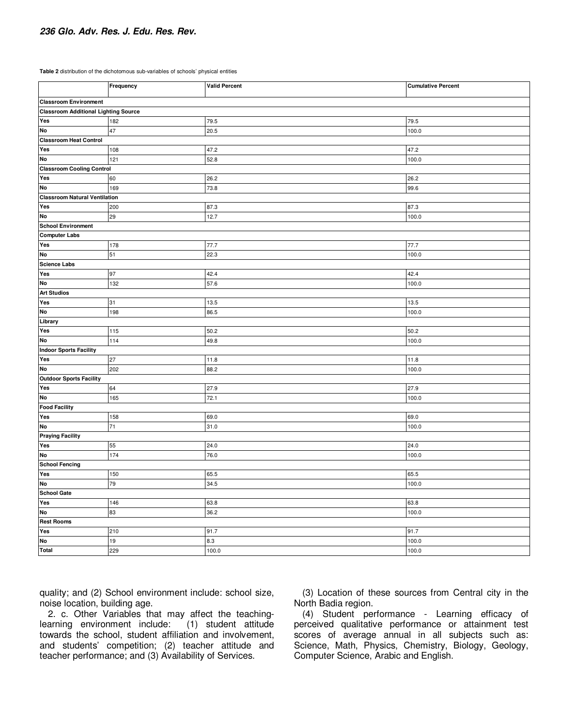**Table 2** distribution of the dichotomous sub-variables of schools' physical entities

| | Frequency | Valid Percent | Cumulative Percent |
|---|---|---|---|
| **Classroom Environment** | | | |
| **Classroom Additional Lighting Source** | | | |
| **Yes** | 182 | 79.5 | 79.5 |
| **No** | 47 | 20.5 | 100.0 |
| **Classroom Heat Control** | | | |
| **Yes** | 108 | 47.2 | 47.2 |
| **No** | 121 | 52.8 | 100.0 |
| **Classroom Cooling Control** | | | |
| **Yes** | 60 | 26.2 | 26.2 |
| **No** | 169 | 73.8 | 99.6 |
| **Classroom Natural Ventilation** | | | |
| **Yes** | 200 | 87.3 | 87.3 |
| **No** | 29 | 12.7 | 100.0 |
| **School Environment** | | | |
| **Computer Labs** | | | |
| **Yes** | 178 | 77.7 | 77.7 |
| **No** | 51 | 22.3 | 100.0 |
| **Science Labs** | | | |
| **Yes** | 97 | 42.4 | 42.4 |
| **No** | 132 | 57.6 | 100.0 |
| **Art Studios** | | | |
| **Yes** | 31 | 13.5 | 13.5 |
| **No** | 198 | 86.5 | 100.0 |
| **Library** | | | |
| **Yes** | 115 | 50.2 | 50.2 |
| **No** | 114 | 49.8 | 100.0 |
| **Indoor Sports Facility** | | | |
| **Yes** | 27 | 11.8 | 11.8 |
| **No** | 202 | 88.2 | 100.0 |
| **Outdoor Sports Facility** | | | |
| **Yes** | 64 | 27.9 | 27.9 |
| **No** | 165 | 72.1 | 100.0 |
| **Food Facility** | | | |
| **Yes** | 158 | 69.0 | 69.0 |
| **No** | 71 | 31.0 | 100.0 |
| **Praying Facility** | | | |
| **Yes** | 55 | 24.0 | 24.0 |
| **No** | 174 | 76.0 | 100.0 |
| **School Fencing** | | | |
| **Yes** | 150 | 65.5 | 65.5 |
| **No** | 79 | 34.5 | 100.0 |
| **School Gate** | | | |
| **Yes** | 146 | 63.8 | 63.8 |
| **No** | 83 | 36.2 | 100.0 |
| **Rest Rooms** | | | |
| **Yes** | 210 | 91.7 | 91.7 |
| **No** | 19 | 8.3 | 100.0 |
| **Total** | 229 | 100.0 | 100.0 |

quality; and (2) School environment include: school size, noise location, building age.

2. c. Other Variables that may affect the teaching-learning environment include: (1) student attitude towards the school, student affiliation and involvement, and students' competition; (2) teacher attitude and teacher performance; and (3) Availability of Services.

(3) Location of these sources from Central city in the North Badia region.

(4) Student performance - Learning efficacy of perceived qualitative performance or attainment test scores of average annual in all subjects such as: Science, Math, Physics, Chemistry, Biology, Geology, Computer Science, Arabic and English.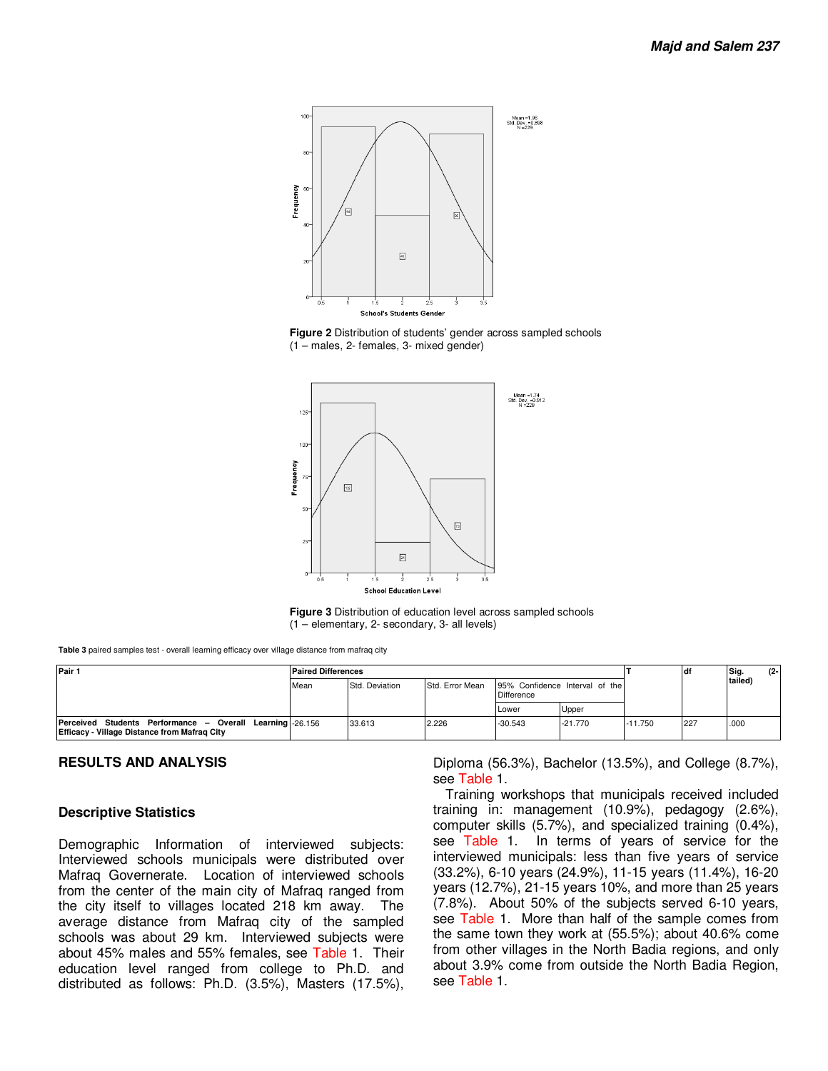Figure 2 Distribution of students' gender across sampled schools (1 – males, 2- females, 3- mixed gender)

Figure 3 Distribution of education level across sampled schools (1 – elementary, 2- secondary, 3- all levels)

**Table 3** paired samples test - overall learning efficacy over village distance from mafraq city

| Pair 1 | Paired Differences | | | | | T | df | Sig. (2-tailed) |
|---|---|---|---|---|---|---|---|---|
| | Mean | Std. Deviation | Std. Error Mean | 95% Confidence Interval of the Difference | | | | |
| | | | | Lower | Upper | | | |
| **Perceived Students Performance – Overall Learning Efficacy - Village Distance from Mafraq City** | -26.156 | 33.613 | 2.226 | -30.543 | -21.770 | -11.750 | 227 | .000 |

## RESULTS AND ANALYSIS

### Descriptive Statistics

Demographic Information of interviewed subjects: Interviewed schools municipals were distributed over Mafraq Governerate. Location of interviewed schools from the center of the main city of Mafraq ranged from the city itself to villages located 218 km away. The average distance from Mafraq city of the sampled schools was about 29 km. Interviewed subjects were about 45% males and 55% females, see Table 1. Their education level ranged from college to Ph.D. and distributed as follows: Ph.D. (3.5%), Masters (17.5%), Diploma (56.3%), Bachelor (13.5%), and College (8.7%), see Table 1.

Training workshops that municipals received included training in: management (10.9%), pedagogy (2.6%), computer skills (5.7%), and specialized training (0.4%), see Table 1. In terms of years of service for the interviewed municipals: less than five years of service (33.2%), 6-10 years (24.9%), 11-15 years (11.4%), 16-20 years (12.7%), 21-15 years 10%, and more than 25 years (7.8%). About 50% of the subjects served 6-10 years, see Table 1. More than half of the sample comes from the same town they work at (55.5%); about 40.6% come from other villages in the North Badia regions, and only about 3.9% come from outside the North Badia Region, see Table 1.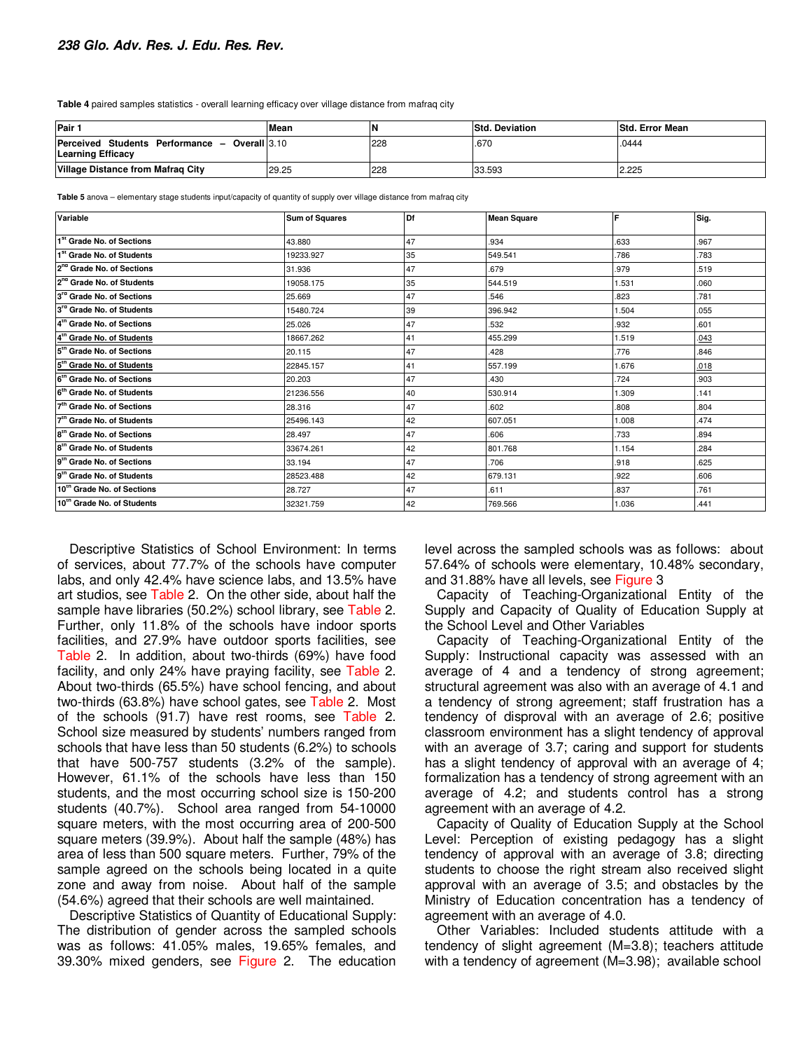**Table 4** paired samples statistics - overall learning efficacy over village distance from mafraq city

| Pair 1 | Mean | N | Std. Deviation | Std. Error Mean |
|---|---|---|---|---|
| Perceived Students Performance – Overall Learning Efficacy | 3.10 | 228 | .670 | .0444 |
| Village Distance from Mafraq City | 29.25 | 228 | 33.593 | 2.225 |

**Table 5** anova – elementary stage students input/capacity of quantity of supply over village distance from mafraq city

| Variable | Sum of Squares | Df | Mean Square | F | Sig. |
|---|---|---|---|---|---|
| 1st Grade No. of Sections | 43.880 | 47 | .934 | .633 | .967 |
| 1st Grade No. of Students | 19233.927 | 35 | 549.541 | .786 | .783 |
| 2nd Grade No. of Sections | 31.936 | 47 | .679 | .979 | .519 |
| 2nd Grade No. of Students | 19058.175 | 35 | 544.519 | 1.531 | .060 |
| 3rd Grade No. of Sections | 25.669 | 47 | .546 | .823 | .781 |
| 3rd Grade No. of Students | 15480.724 | 39 | 396.942 | 1.504 | .055 |
| 4th Grade No. of Sections | 25.026 | 47 | .532 | .932 | .601 |
| 4th Grade No. of Students | 18667.262 | 41 | 455.299 | 1.519 | .043 |
| 5th Grade No. of Sections | 20.115 | 47 | .428 | .776 | .846 |
| 5th Grade No. of Students | 22845.157 | 41 | 557.199 | 1.676 | .018 |
| 6th Grade No. of Sections | 20.203 | 47 | .430 | .724 | .903 |
| 6th Grade No. of Students | 21236.556 | 40 | 530.914 | 1.309 | .141 |
| 7th Grade No. of Sections | 28.316 | 47 | .602 | .808 | .804 |
| 7th Grade No. of Students | 25496.143 | 42 | 607.051 | 1.008 | .474 |
| 8th Grade No. of Sections | 28.497 | 47 | .606 | .733 | .894 |
| 8th Grade No. of Students | 33674.261 | 42 | 801.768 | 1.154 | .284 |
| 9th Grade No. of Sections | 33.194 | 47 | .706 | .918 | .625 |
| 9th Grade No. of Students | 28523.488 | 42 | 679.131 | .922 | .606 |
| 10th Grade No. of Sections | 28.727 | 47 | .611 | .837 | .761 |
| 10th Grade No. of Students | 32321.759 | 42 | 769.566 | 1.036 | .441 |

Descriptive Statistics of School Environment: In terms of services, about 77.7% of the schools have computer labs, and only 42.4% have science labs, and 13.5% have art studios, see Table 2. On the other side, about half the sample have libraries (50.2%) school library, see Table 2. Further, only 11.8% of the schools have indoor sports facilities, and 27.9% have outdoor sports facilities, see Table 2. In addition, about two-thirds (69%) have food facility, and only 24% have praying facility, see Table 2. About two-thirds (65.5%) have school fencing, and about two-thirds (63.8%) have school gates, see Table 2. Most of the schools (91.7) have rest rooms, see Table 2. School size measured by students' numbers ranged from schools that have less than 50 students (6.2%) to schools that have 500-757 students (3.2% of the sample). However, 61.1% of the schools have less than 150 students, and the most occurring school size is 150-200 students (40.7%). School area ranged from 54-10000 square meters, with the most occurring area of 200-500 square meters (39.9%). About half the sample (48%) has area of less than 500 square meters. Further, 79% of the sample agreed on the schools being located in a quite zone and away from noise. About half of the sample (54.6%) agreed that their schools are well maintained.

Descriptive Statistics of Quantity of Educational Supply: The distribution of gender across the sampled schools was as follows: 41.05% males, 19.65% females, and 39.30% mixed genders, see Figure 2. The education level across the sampled schools was as follows: about 57.64% of schools were elementary, 10.48% secondary, and 31.88% have all levels, see Figure 3

Capacity of Teaching-Organizational Entity of the Supply and Capacity of Quality of Education Supply at the School Level and Other Variables

Capacity of Teaching-Organizational Entity of the Supply: Instructional capacity was assessed with an average of 4 and a tendency of strong agreement; structural agreement was also with an average of 4.1 and a tendency of strong agreement; staff frustration has a tendency of disproval with an average of 2.6; positive classroom environment has a slight tendency of approval with an average of 3.7; caring and support for students has a slight tendency of approval with an average of 4; formalization has a tendency of strong agreement with an average of 4.2; and students control has a strong agreement with an average of 4.2.

Capacity of Quality of Education Supply at the School Level: Perception of existing pedagogy has a slight tendency of approval with an average of 3.8; directing students to choose the right stream also received slight approval with an average of 3.5; and obstacles by the Ministry of Education concentration has a tendency of agreement with an average of 4.0.

Other Variables: Included students attitude with a tendency of slight agreement (M=3.8); teachers attitude with a tendency of agreement (M=3.98); available school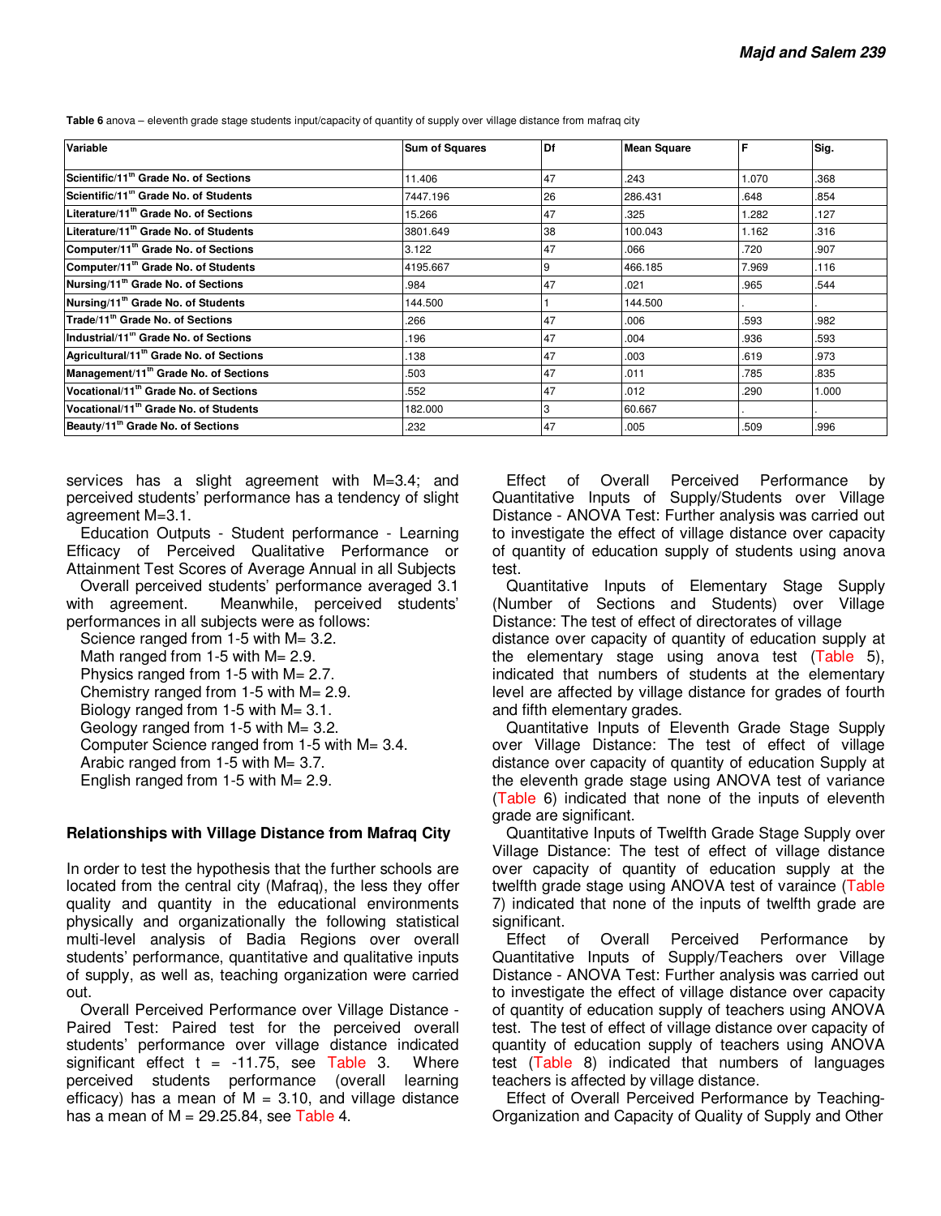**Table 6** anova – eleventh grade stage students input/capacity of quantity of supply over village distance from mafraq city

| Variable | Sum of Squares | Df | Mean Square | F | Sig. |
|---|---|---|---|---|---|
| Scientific/11th Grade No. of Sections | 11.406 | 47 | .243 | 1.070 | .368 |
| Scientific/11th Grade No. of Students | 7447.196 | 26 | 286.431 | .648 | .854 |
| Literature/11th Grade No. of Sections | 15.266 | 47 | .325 | 1.282 | .127 |
| Literature/11th Grade No. of Students | 3801.649 | 38 | 100.043 | 1.162 | .316 |
| Computer/11th Grade No. of Sections | 3.122 | 47 | .066 | .720 | .907 |
| Computer/11th Grade No. of Students | 4195.667 | 9 | 466.185 | 7.969 | .116 |
| Nursing/11th Grade No. of Sections | .984 | 47 | .021 | .965 | .544 |
| Nursing/11th Grade No. of Students | 144.500 | 1 | 144.500 | . | . |
| Trade/11th Grade No. of Sections | .266 | 47 | .006 | .593 | .982 |
| Industrial/11th Grade No. of Sections | .196 | 47 | .004 | .936 | .593 |
| Agricultural/11th Grade No. of Sections | .138 | 47 | .003 | .619 | .973 |
| Management/11th Grade No. of Sections | .503 | 47 | .011 | .785 | .835 |
| Vocational/11th Grade No. of Sections | .552 | 47 | .012 | .290 | 1.000 |
| Vocational/11th Grade No. of Students | 182.000 | 3 | 60.667 | . | . |
| Beauty/11th Grade No. of Sections | .232 | 47 | .005 | .509 | .996 |

services has a slight agreement with M=3.4; and perceived students' performance has a tendency of slight agreement M=3.1.

Education Outputs - Student performance - Learning Efficacy of Perceived Qualitative Performance or Attainment Test Scores of Average Annual in all Subjects

Overall perceived students' performance averaged 3.1 with agreement. Meanwhile, perceived students' performances in all subjects were as follows:

Science ranged from 1-5 with M= 3.2.
Math ranged from 1-5 with M= 2.9.
Physics ranged from 1-5 with M= 2.7.
Chemistry ranged from 1-5 with M= 2.9.
Biology ranged from 1-5 with M= 3.1.
Geology ranged from 1-5 with M= 3.2.
Computer Science ranged from 1-5 with M= 3.4.
Arabic ranged from 1-5 with M= 3.7.
English ranged from 1-5 with M= 2.9.

### Relationships with Village Distance from Mafraq City

In order to test the hypothesis that the further schools are located from the central city (Mafraq), the less they offer quality and quantity in the educational environments physically and organizationally the following statistical multi-level analysis of Badia Regions over overall students' performance, quantitative and qualitative inputs of supply, as well as, teaching organization were carried out.

Overall Perceived Performance over Village Distance - Paired Test: Paired test for the perceived overall students' performance over village distance indicated significant effect t = -11.75, see Table 3. Where perceived students performance (overall learning efficacy) has a mean of M = 3.10, and village distance has a mean of M = 29.25.84, see Table 4.

Effect of Overall Perceived Performance by Quantitative Inputs of Supply/Students over Village Distance - ANOVA Test: Further analysis was carried out to investigate the effect of village distance over capacity of quantity of education supply of students using anova test.

Quantitative Inputs of Elementary Stage Supply (Number of Sections and Students) over Village Distance: The test of effect of directorates of village distance over capacity of quantity of education supply at the elementary stage using anova test (Table 5), indicated that numbers of students at the elementary level are affected by village distance for grades of fourth and fifth elementary grades.

Quantitative Inputs of Eleventh Grade Stage Supply over Village Distance: The test of effect of village distance over capacity of quantity of education Supply at the eleventh grade stage using ANOVA test of variance (Table 6) indicated that none of the inputs of eleventh grade are significant.

Quantitative Inputs of Twelfth Grade Stage Supply over Village Distance: The test of effect of village distance over capacity of quantity of education supply at the twelfth grade stage using ANOVA test of varaince (Table 7) indicated that none of the inputs of twelfth grade are significant.

Effect of Overall Perceived Performance by Quantitative Inputs of Supply/Teachers over Village Distance - ANOVA Test: Further analysis was carried out to investigate the effect of village distance over capacity of quantity of education supply of teachers using ANOVA test. The test of effect of village distance over capacity of quantity of education supply of teachers using ANOVA test (Table 8) indicated that numbers of languages teachers is affected by village distance.

Effect of Overall Perceived Performance by Teaching-Organization and Capacity of Quality of Supply and Other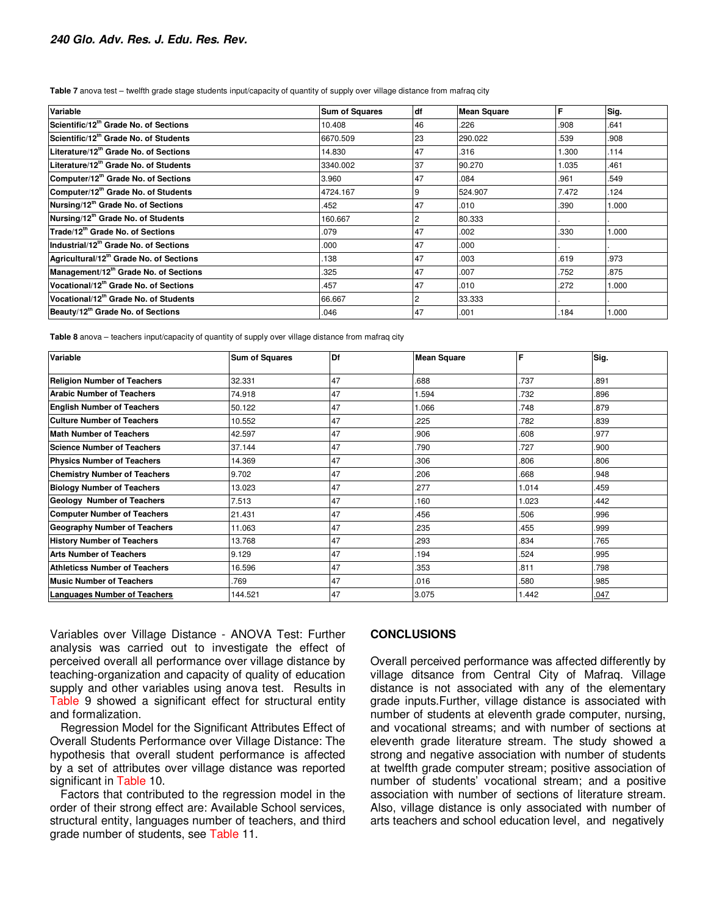**Table 7** anova test – twelfth grade stage students input/capacity of quantity of supply over village distance from mafraq city

| Variable | Sum of Squares | df | Mean Square | F | Sig. |
|---|---|---|---|---|---|
| **Scientific/12th Grade No. of Sections** | 10.408 | 46 | .226 | .908 | .641 |
| **Scientific/12th Grade No. of Students** | 6670.509 | 23 | 290.022 | .539 | .908 |
| **Literature/12th Grade No. of Sections** | 14.830 | 47 | .316 | 1.300 | .114 |
| **Literature/12th Grade No. of Students** | 3340.002 | 37 | 90.270 | 1.035 | .461 |
| **Computer/12th Grade No. of Sections** | 3.960 | 47 | .084 | .961 | .549 |
| **Computer/12th Grade No. of Students** | 4724.167 | 9 | 524.907 | 7.472 | .124 |
| **Nursing/12th Grade No. of Sections** | .452 | 47 | .010 | .390 | 1.000 |
| **Nursing/12th Grade No. of Students** | 160.667 | 2 | 80.333 | . | . |
| **Trade/12th Grade No. of Sections** | .079 | 47 | .002 | .330 | 1.000 |
| **Industrial/12th Grade No. of Sections** | .000 | 47 | .000 | . | . |
| **Agricultural/12th Grade No. of Sections** | .138 | 47 | .003 | .619 | .973 |
| **Management/12th Grade No. of Sections** | .325 | 47 | .007 | .752 | .875 |
| **Vocational/12th Grade No. of Sections** | .457 | 47 | .010 | .272 | 1.000 |
| **Vocational/12th Grade No. of Students** | 66.667 | 2 | 33.333 | . | . |
| **Beauty/12th Grade No. of Sections** | .046 | 47 | .001 | .184 | 1.000 |

**Table 8** anova – teachers input/capacity of quantity of supply over village distance from mafraq city

| Variable | Sum of Squares | Df | Mean Square | F | Sig. |
|---|---|---|---|---|---|
| **Religion Number of Teachers** | 32.331 | 47 | .688 | .737 | .891 |
| **Arabic Number of Teachers** | 74.918 | 47 | 1.594 | .732 | .896 |
| **English Number of Teachers** | 50.122 | 47 | 1.066 | .748 | .879 |
| **Culture Number of Teachers** | 10.552 | 47 | .225 | .782 | .839 |
| **Math Number of Teachers** | 42.597 | 47 | .906 | .608 | .977 |
| **Science Number of Teachers** | 37.144 | 47 | .790 | .727 | .900 |
| **Physics Number of Teachers** | 14.369 | 47 | .306 | .806 | .806 |
| **Chemistry Number of Teachers** | 9.702 | 47 | .206 | .668 | .948 |
| **Biology Number of Teachers** | 13.023 | 47 | .277 | 1.014 | .459 |
| **Geology Number of Teachers** | 7.513 | 47 | .160 | 1.023 | .442 |
| **Computer Number of Teachers** | 21.431 | 47 | .456 | .506 | .996 |
| **Geography Number of Teachers** | 11.063 | 47 | .235 | .455 | .999 |
| **History Number of Teachers** | 13.768 | 47 | .293 | .834 | .765 |
| **Arts Number of Teachers** | 9.129 | 47 | .194 | .524 | .995 |
| **Athleticss Number of Teachers** | 16.596 | 47 | .353 | .811 | .798 |
| **Music Number of Teachers** | .769 | 47 | .016 | .580 | .985 |
| **Languages Number of Teachers** | 144.521 | 47 | 3.075 | 1.442 | .047 |

Variables over Village Distance - ANOVA Test: Further analysis was carried out to investigate the effect of perceived overall all performance over village distance by teaching-organization and capacity of quality of education supply and other variables using anova test. Results in Table 9 showed a significant effect for structural entity and formalization.

Regression Model for the Significant Attributes Effect of Overall Students Performance over Village Distance: The hypothesis that overall student performance is affected by a set of attributes over village distance was reported significant in Table 10.

Factors that contributed to the regression model in the order of their strong effect are: Available School services, structural entity, languages number of teachers, and third grade number of students, see Table 11.

## CONCLUSIONS

Overall perceived performance was affected differently by village ditsance from Central City of Mafraq. Village distance is not associated with any of the elementary grade inputs.Further, village distance is associated with number of students at eleventh grade computer, nursing, and vocational streams; and with number of sections at eleventh grade literature stream. The study showed a strong and negative association with number of students at twelfth grade computer stream; positive association of number of students' vocational stream; and a positive association with number of sections of literature stream. Also, village distance is only associated with number of arts teachers and school education level, and negatively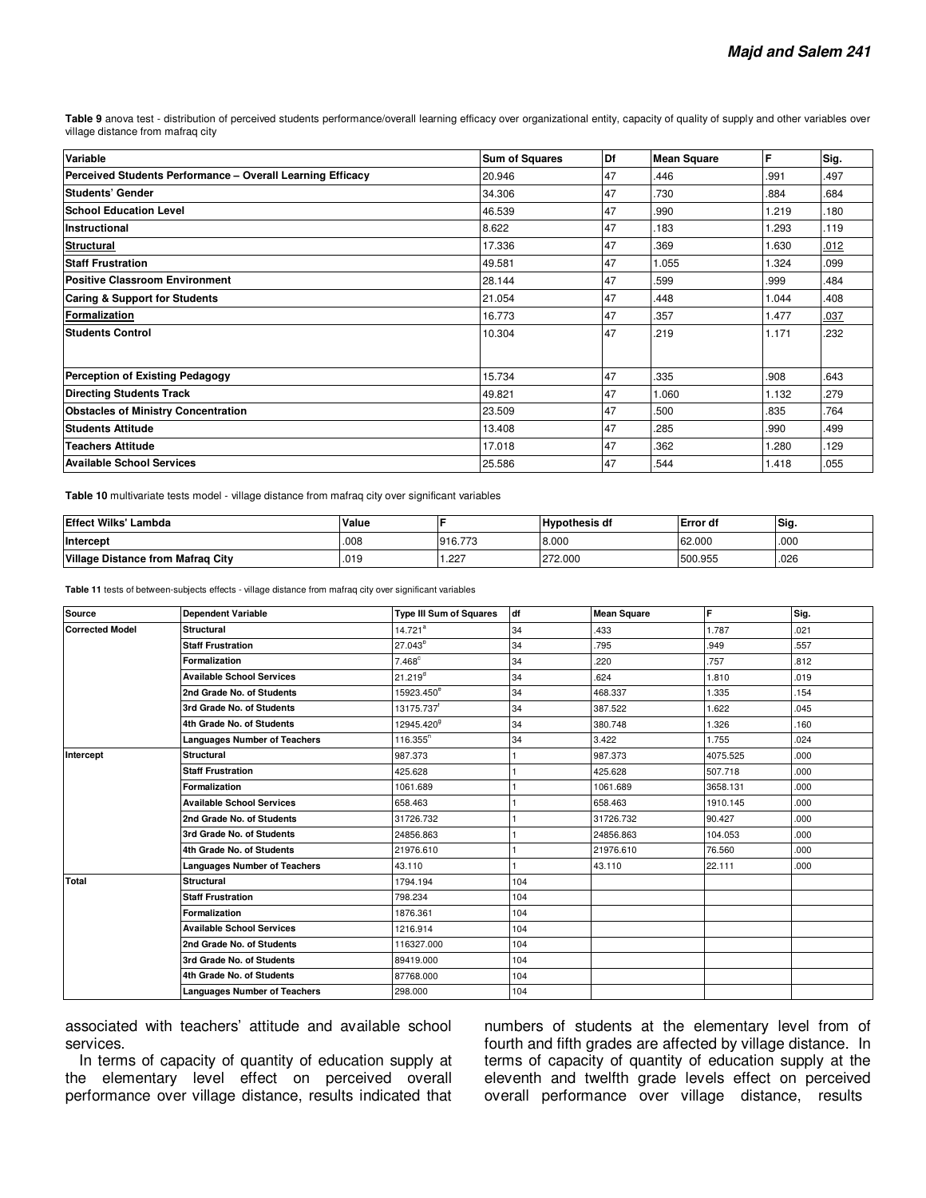**Table 9** anova test - distribution of perceived students performance/overall learning efficacy over organizational entity, capacity of quality of supply and other variables over village distance from mafraq city

| Variable | Sum of Squares | Df | Mean Square | F | Sig. |
|---|---|---|---|---|---|
| **Perceived Students Performance – Overall Learning Efficacy** | 20.946 | 47 | .446 | .991 | .497 |
| **Students' Gender** | 34.306 | 47 | .730 | .884 | .684 |
| **School Education Level** | 46.539 | 47 | .990 | 1.219 | .180 |
| **Instructional** | 8.622 | 47 | .183 | 1.293 | .119 |
| **<u>Structural</u>** | 17.336 | 47 | .369 | 1.630 | <u>.012</u> |
| **Staff Frustration** | 49.581 | 47 | 1.055 | 1.324 | .099 |
| **Positive Classroom Environment** | 28.144 | 47 | .599 | .999 | .484 |
| **Caring & Support for Students** | 21.054 | 47 | .448 | 1.044 | .408 |
| **<u>Formalization</u>** | 16.773 | 47 | .357 | 1.477 | <u>.037</u> |
| **Students Control** | 10.304 | 47 | .219 | 1.171 | .232 |
| **Perception of Existing Pedagogy** | 15.734 | 47 | .335 | .908 | .643 |
| **Directing Students Track** | 49.821 | 47 | 1.060 | 1.132 | .279 |
| **Obstacles of Ministry Concentration** | 23.509 | 47 | .500 | .835 | .764 |
| **Students Attitude** | 13.408 | 47 | .285 | .990 | .499 |
| **Teachers Attitude** | 17.018 | 47 | .362 | 1.280 | .129 |
| **Available School Services** | 25.586 | 47 | .544 | 1.418 | .055 |

**Table 10** multivariate tests model - village distance from mafraq city over significant variables

| Effect Wilks' Lambda | Value | F | Hypothesis df | Error df | Sig. |
|---|---|---|---|---|---|
| **Intercept** | .008 | 916.773 | 8.000 | 62.000 | .000 |
| **Village Distance from Mafraq City** | .019 | 1.227 | 272.000 | 500.955 | .026 |

**Table 11** tests of between-subjects effects - village distance from mafraq city over significant variables

| Source | Dependent Variable | Type III Sum of Squares | df | Mean Square | F | Sig. |
|---|---|---|---|---|---|---|
| **Corrected Model** | **Structural** | 14.721[a] | 34 | .433 | 1.787 | .021 |
| | **Staff Frustration** | 27.043[b] | 34 | .795 | .949 | .557 |
| | **Formalization** | 7.468[c] | 34 | .220 | .757 | .812 |
| | **Available School Services** | 21.219[d] | 34 | .624 | 1.810 | .019 |
| | **2nd Grade No. of Students** | 15923.450[e] | 34 | 468.337 | 1.335 | .154 |
| | **3rd Grade No. of Students** | 13175.737[f] | 34 | 387.522 | 1.622 | .045 |
| | **4th Grade No. of Students** | 12945.420[g] | 34 | 380.748 | 1.326 | .160 |
| | **Languages Number of Teachers** | 116.355[h] | 34 | 3.422 | 1.755 | .024 |
| **Intercept** | **Structural** | 987.373 | 1 | 987.373 | 4075.525 | .000 |
| | **Staff Frustration** | 425.628 | 1 | 425.628 | 507.718 | .000 |
| | **Formalization** | 1061.689 | 1 | 1061.689 | 3658.131 | .000 |
| | **Available School Services** | 658.463 | 1 | 658.463 | 1910.145 | .000 |
| | **2nd Grade No. of Students** | 31726.732 | 1 | 31726.732 | 90.427 | .000 |
| | **3rd Grade No. of Students** | 24856.863 | 1 | 24856.863 | 104.053 | .000 |
| | **4th Grade No. of Students** | 21976.610 | 1 | 21976.610 | 76.560 | .000 |
| | **Languages Number of Teachers** | 43.110 | 1 | 43.110 | 22.111 | .000 |
| **Total** | **Structural** | 1794.194 | 104 | | | |
| | **Staff Frustration** | 798.234 | 104 | | | |
| | **Formalization** | 1876.361 | 104 | | | |
| | **Available School Services** | 1216.914 | 104 | | | |
| | **2nd Grade No. of Students** | 116327.000 | 104 | | | |
| | **3rd Grade No. of Students** | 89419.000 | 104 | | | |
| | **4th Grade No. of Students** | 87768.000 | 104 | | | |
| | **Languages Number of Teachers** | 298.000 | 104 | | | |

associated with teachers' attitude and available school services.

In terms of capacity of quantity of education supply at the elementary level effect on perceived overall performance over village distance, results indicated that numbers of students at the elementary level from of fourth and fifth grades are affected by village distance. In terms of capacity of quantity of education supply at the eleventh and twelfth grade levels effect on perceived overall performance over village distance, results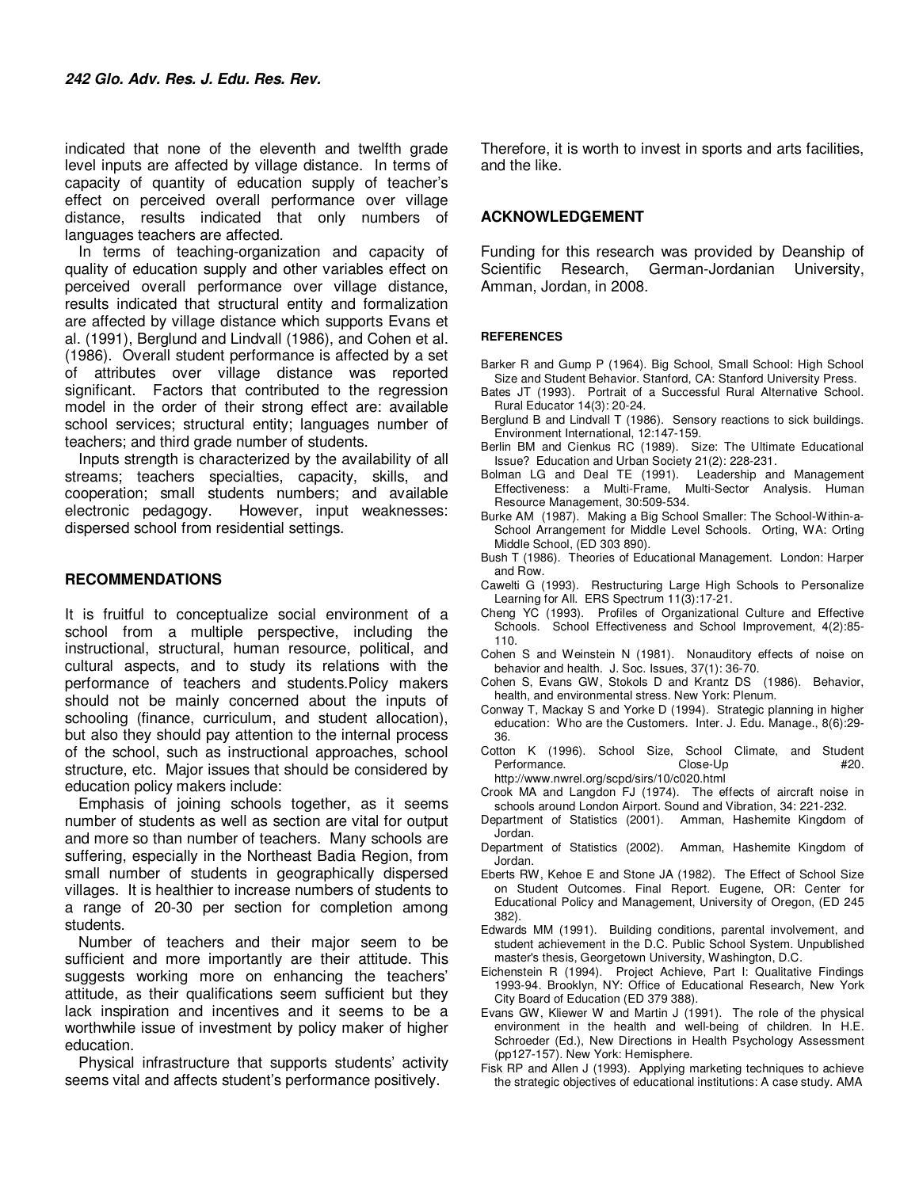indicated that none of the eleventh and twelfth grade level inputs are affected by village distance. In terms of capacity of quantity of education supply of teacher's effect on perceived overall performance over village distance, results indicated that only numbers of languages teachers are affected.

In terms of teaching-organization and capacity of quality of education supply and other variables effect on perceived overall performance over village distance, results indicated that structural entity and formalization are affected by village distance which supports Evans et al. (1991), Berglund and Lindvall (1986), and Cohen et al. (1986). Overall student performance is affected by a set of attributes over village distance was reported significant. Factors that contributed to the regression model in the order of their strong effect are: available school services; structural entity; languages number of teachers; and third grade number of students.

Inputs strength is characterized by the availability of all streams; teachers specialties, capacity, skills, and cooperation; small students numbers; and available electronic pedagogy. However, input weaknesses: dispersed school from residential settings.

## RECOMMENDATIONS

It is fruitful to conceptualize social environment of a school from a multiple perspective, including the instructional, structural, human resource, political, and cultural aspects, and to study its relations with the performance of teachers and students.Policy makers should not be mainly concerned about the inputs of schooling (finance, curriculum, and student allocation), but also they should pay attention to the internal process of the school, such as instructional approaches, school structure, etc. Major issues that should be considered by education policy makers include:

Emphasis of joining schools together, as it seems number of students as well as section are vital for output and more so than number of teachers. Many schools are suffering, especially in the Northeast Badia Region, from small number of students in geographically dispersed villages. It is healthier to increase numbers of students to a range of 20-30 per section for completion among students.

Number of teachers and their major seem to be sufficient and more importantly are their attitude. This suggests working more on enhancing the teachers' attitude, as their qualifications seem sufficient but they lack inspiration and incentives and it seems to be a worthwhile issue of investment by policy maker of higher education.

Physical infrastructure that supports students' activity seems vital and affects student's performance positively. Therefore, it is worth to invest in sports and arts facilities, and the like.

## ACKNOWLEDGEMENT

Funding for this research was provided by Deanship of Scientific Research, German-Jordanian University, Amman, Jordan, in 2008.

## REFERENCES

Barker R and Gump P (1964). Big School, Small School: High School Size and Student Behavior. Stanford, CA: Stanford University Press.

Bates JT (1993). Portrait of a Successful Rural Alternative School. Rural Educator 14(3): 20-24.

Berglund B and Lindvall T (1986). Sensory reactions to sick buildings. Environment International, 12:147-159.

Berlin BM and Cienkus RC (1989). Size: The Ultimate Educational Issue? Education and Urban Society 21(2): 228-231.

Bolman LG and Deal TE (1991). Leadership and Management Effectiveness: a Multi-Frame, Multi-Sector Analysis. Human Resource Management, 30:509-534.

Burke AM (1987). Making a Big School Smaller: The School-Within-a-School Arrangement for Middle Level Schools. Orting, WA: Orting Middle School, (ED 303 890).

Bush T (1986). Theories of Educational Management. London: Harper and Row.

Cawelti G (1993). Restructuring Large High Schools to Personalize Learning for All. ERS Spectrum 11(3):17-21.

Cheng YC (1993). Profiles of Organizational Culture and Effective Schools. School Effectiveness and School Improvement, 4(2):85-110.

Cohen S and Weinstein N (1981). Nonauditory effects of noise on behavior and health. J. Soc. Issues, 37(1): 36-70.

Cohen S, Evans GW, Stokols D and Krantz DS (1986). Behavior, health, and environmental stress. New York: Plenum.

Conway T, Mackay S and Yorke D (1994). Strategic planning in higher education: Who are the Customers. Inter. J. Edu. Manage., 8(6):29-36.

Cotton K (1996). School Size, School Climate, and Student Performance. Close-Up #20. http://www.nwrel.org/scpd/sirs/10/c020.html

Crook MA and Langdon FJ (1974). The effects of aircraft noise in schools around London Airport. Sound and Vibration, 34: 221-232.

Department of Statistics (2001). Amman, Hashemite Kingdom of Jordan.

Department of Statistics (2002). Amman, Hashemite Kingdom of Jordan.

Eberts RW, Kehoe E and Stone JA (1982). The Effect of School Size on Student Outcomes. Final Report. Eugene, OR: Center for Educational Policy and Management, University of Oregon, (ED 245 382).

Edwards MM (1991). Building conditions, parental involvement, and student achievement in the D.C. Public School System. Unpublished master's thesis, Georgetown University, Washington, D.C.

Eichenstein R (1994). Project Achieve, Part I: Qualitative Findings 1993-94. Brooklyn, NY: Office of Educational Research, New York City Board of Education (ED 379 388).

Evans GW, Kliewer W and Martin J (1991). The role of the physical environment in the health and well-being of children. In H.E. Schroeder (Ed.), New Directions in Health Psychology Assessment (pp127-157). New York: Hemisphere.

Fisk RP and Allen J (1993). Applying marketing techniques to achieve the strategic objectives of educational institutions: A case study. AMA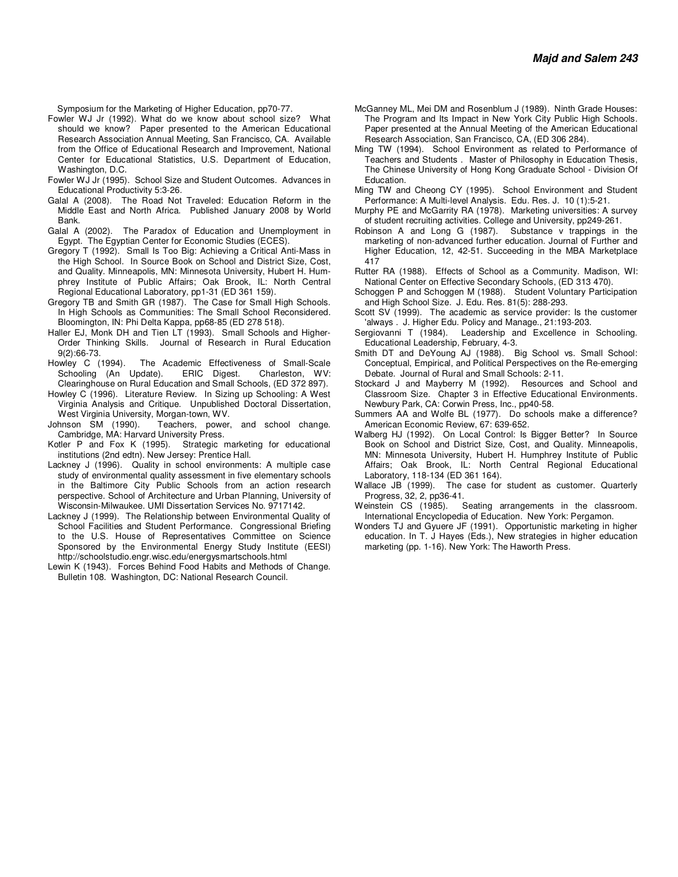Symposium for the Marketing of Higher Education, pp70-77.

Fowler WJ Jr (1992). What do we know about school size? What should we know? Paper presented to the American Educational Research Association Annual Meeting, San Francisco, CA. Available from the Office of Educational Research and Improvement, National Center for Educational Statistics, U.S. Department of Education, Washington, D.C.

Fowler WJ Jr (1995). School Size and Student Outcomes. Advances in Educational Productivity 5:3-26.

Galal A (2008). The Road Not Traveled: Education Reform in the Middle East and North Africa. Published January 2008 by World Bank.

Galal A (2002). The Paradox of Education and Unemployment in Egypt. The Egyptian Center for Economic Studies (ECES).

Gregory T (1992). Small Is Too Big: Achieving a Critical Anti-Mass in the High School. In Source Book on School and District Size, Cost, and Quality. Minneapolis, MN: Minnesota University, Hubert H. Humphrey Institute of Public Affairs; Oak Brook, IL: North Central Regional Educational Laboratory, pp1-31 (ED 361 159).

Gregory TB and Smith GR (1987). The Case for Small High Schools. In High Schools as Communities: The Small School Reconsidered. Bloomington, IN: Phi Delta Kappa, pp68-85 (ED 278 518).

Haller EJ, Monk DH and Tien LT (1993). Small Schools and Higher-Order Thinking Skills. Journal of Research in Rural Education 9(2):66-73.

Howley C (1994). The Academic Effectiveness of Small-Scale Schooling (An Update). ERIC Digest. Charleston, WV: Clearinghouse on Rural Education and Small Schools, (ED 372 897).

Howley C (1996). Literature Review. In Sizing up Schooling: A West Virginia Analysis and Critique. Unpublished Doctoral Dissertation, West Virginia University, Morgan-town, WV.

Johnson SM (1990). Teachers, power, and school change. Cambridge, MA: Harvard University Press.

Kotler P and Fox K (1995). Strategic marketing for educational institutions (2nd edtn). New Jersey: Prentice Hall.

Lackney J (1996). Quality in school environments: A multiple case study of environmental quality assessment in five elementary schools in the Baltimore City Public Schools from an action research perspective. School of Architecture and Urban Planning, University of Wisconsin-Milwaukee. UMI Dissertation Services No. 9717142.

Lackney J (1999). The Relationship between Environmental Quality of School Facilities and Student Performance. Congressional Briefing to the U.S. House of Representatives Committee on Science Sponsored by the Environmental Energy Study Institute (EESI) http://schoolstudio.engr.wisc.edu/energysmartschools.html

Lewin K (1943). Forces Behind Food Habits and Methods of Change. Bulletin 108. Washington, DC: National Research Council.

McGanney ML, Mei DM and Rosenblum J (1989). Ninth Grade Houses: The Program and Its Impact in New York City Public High Schools. Paper presented at the Annual Meeting of the American Educational Research Association, San Francisco, CA, (ED 306 284).

Ming TW (1994). School Environment as related to Performance of Teachers and Students . Master of Philosophy in Education Thesis, The Chinese University of Hong Kong Graduate School - Division Of Education.

Ming TW and Cheong CY (1995). School Environment and Student Performance: A Multi-level Analysis. Edu. Res. J. 10 (1):5-21.

Murphy PE and McGarrity RA (1978). Marketing universities: A survey of student recruiting activities. College and University, pp249-261.

Robinson A and Long G (1987). Substance v trappings in the marketing of non-advanced further education. Journal of Further and Higher Education, 12, 42-51. Succeeding in the MBA Marketplace 417

Rutter RA (1988). Effects of School as a Community. Madison, WI: National Center on Effective Secondary Schools, (ED 313 470).

Schoggen P and Schoggen M (1988). Student Voluntary Participation and High School Size. J. Edu. Res. 81(5): 288-293.

Scott SV (1999). The academic as service provider: Is the customer 'always . J. Higher Edu. Policy and Manage., 21:193-203.

Sergiovanni T (1984). Leadership and Excellence in Schooling. Educational Leadership, February, 4-3.

Smith DT and DeYoung AJ (1988). Big School vs. Small School: Conceptual, Empirical, and Political Perspectives on the Re-emerging Debate. Journal of Rural and Small Schools: 2-11.

Stockard J and Mayberry M (1992). Resources and School and Classroom Size. Chapter 3 in Effective Educational Environments. Newbury Park, CA: Corwin Press, Inc., pp40-58.

Summers AA and Wolfe BL (1977). Do schools make a difference? American Economic Review, 67: 639-652.

Walberg HJ (1992). On Local Control: Is Bigger Better? In Source Book on School and District Size, Cost, and Quality. Minneapolis, MN: Minnesota University, Hubert H. Humphrey Institute of Public Affairs; Oak Brook, IL: North Central Regional Educational Laboratory, 118-134 (ED 361 164).

Wallace JB (1999). The case for student as customer. Quarterly Progress, 32, 2, pp36-41.

Weinstein CS (1985). Seating arrangements in the classroom. International Encyclopedia of Education. New York: Pergamon.

Wonders TJ and Gyuere JF (1991). Opportunistic marketing in higher education. In T. J Hayes (Eds.), New strategies in higher education marketing (pp. 1-16). New York: The Haworth Press.